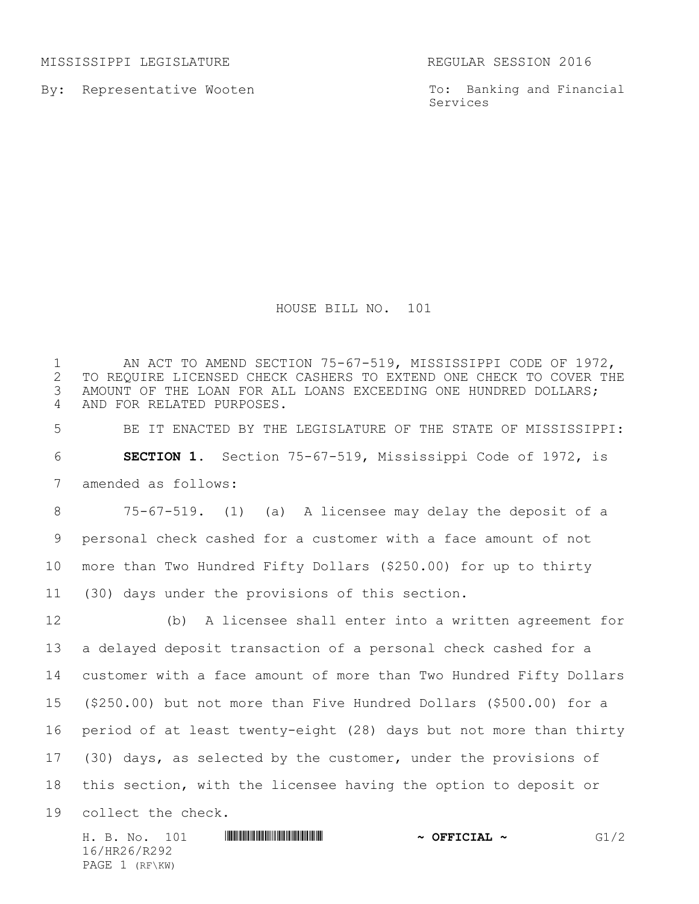MISSISSIPPI LEGISLATURE REGULAR SESSION 2016

By: Representative Wooten

To: Banking and Financial Services

# HOUSE BILL NO. 101

AN ACT TO AMEND SECTION 75-67-519, MISSISSIPPI CODE OF 1972, TO REQUIRE LICENSED CHECK CASHERS TO EXTEND ONE CHECK TO COVER THE AMOUNT OF THE LOAN FOR ALL LOANS EXCEEDING ONE HUNDRED DOLLARS; AND FOR RELATED PURPOSES.

BE IT ENACTED BY THE LEGISLATURE OF THE STATE OF MISSISSIPPI:

**SECTION 1.** Section 75-67-519, Mississippi Code of 1972, is amended as follows:

75-67-519. (1) (a) A licensee may delay the deposit of a personal check cashed for a customer with a face amount of not more than Two Hundred Fifty Dollars ($250.00) for up to thirty (30) days under the provisions of this section.

(b) A licensee shall enter into a written agreement for a delayed deposit transaction of a personal check cashed for a customer with a face amount of more than Two Hundred Fifty Dollars ($250.00) but not more than Five Hundred Dollars ($500.00) for a period of at least twenty-eight (28) days but not more than thirty (30) days, as selected by the customer, under the provisions of this section, with the licensee having the option to deposit or collect the check.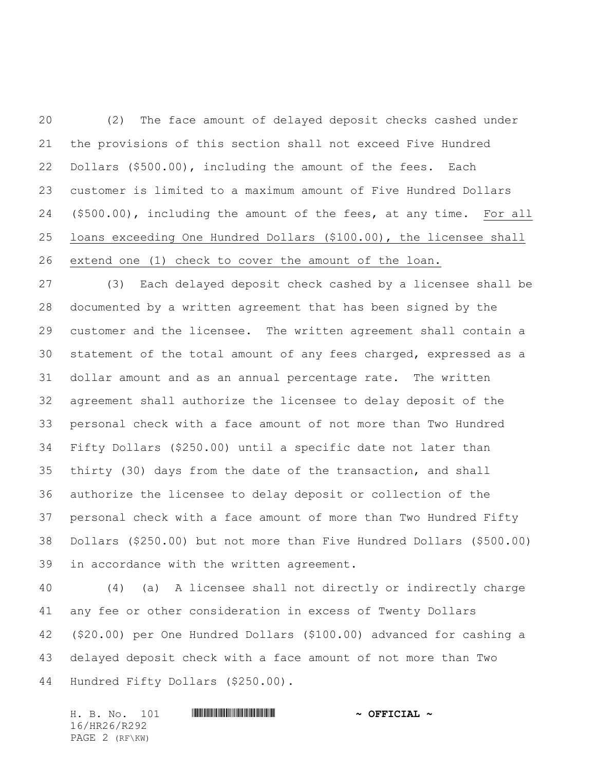(2) The face amount of delayed deposit checks cashed under the provisions of this section shall not exceed Five Hundred Dollars ($500.00), including the amount of the fees. Each customer is limited to a maximum amount of Five Hundred Dollars ($500.00), including the amount of the fees, at any time. <u>For all loans exceeding One Hundred Dollars ($100.00), the licensee shall extend one (1) check to cover the amount of the loan.</u>

(3) Each delayed deposit check cashed by a licensee shall be documented by a written agreement that has been signed by the customer and the licensee. The written agreement shall contain a statement of the total amount of any fees charged, expressed as a dollar amount and as an annual percentage rate. The written agreement shall authorize the licensee to delay deposit of the personal check with a face amount of not more than Two Hundred Fifty Dollars ($250.00) until a specific date not later than thirty (30) days from the date of the transaction, and shall authorize the licensee to delay deposit or collection of the personal check with a face amount of more than Two Hundred Fifty Dollars ($250.00) but not more than Five Hundred Dollars ($500.00) in accordance with the written agreement.

(4) (a) A licensee shall not directly or indirectly charge any fee or other consideration in excess of Twenty Dollars ($20.00) per One Hundred Dollars ($100.00) advanced for cashing a delayed deposit check with a face amount of not more than Two Hundred Fifty Dollars ($250.00).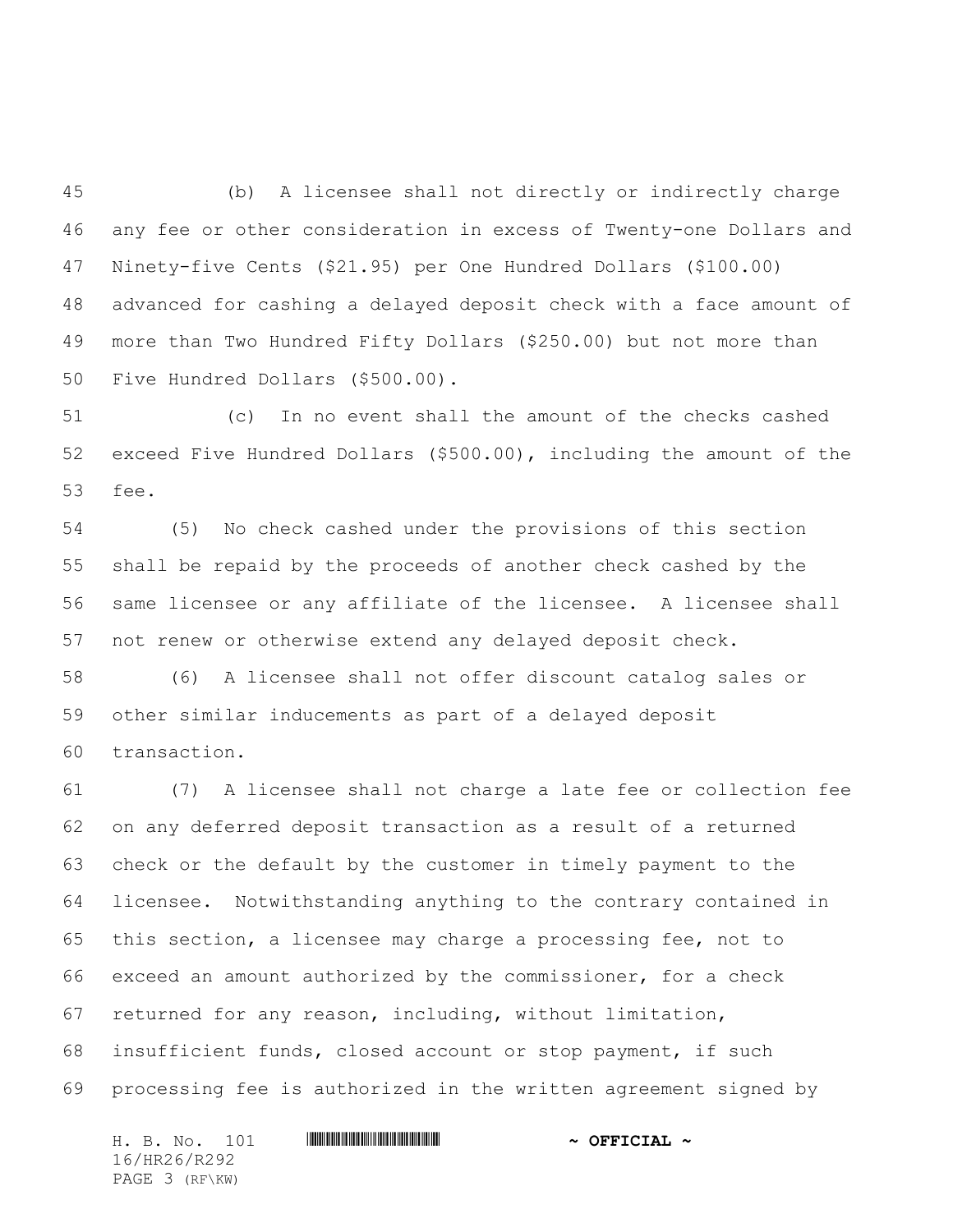(b) A licensee shall not directly or indirectly charge any fee or other consideration in excess of Twenty-one Dollars and Ninety-five Cents ($21.95) per One Hundred Dollars ($100.00) advanced for cashing a delayed deposit check with a face amount of more than Two Hundred Fifty Dollars ($250.00) but not more than Five Hundred Dollars ($500.00).

(c) In no event shall the amount of the checks cashed exceed Five Hundred Dollars ($500.00), including the amount of the fee.

(5) No check cashed under the provisions of this section shall be repaid by the proceeds of another check cashed by the same licensee or any affiliate of the licensee. A licensee shall not renew or otherwise extend any delayed deposit check.

(6) A licensee shall not offer discount catalog sales or other similar inducements as part of a delayed deposit transaction.

(7) A licensee shall not charge a late fee or collection fee on any deferred deposit transaction as a result of a returned check or the default by the customer in timely payment to the licensee. Notwithstanding anything to the contrary contained in this section, a licensee may charge a processing fee, not to exceed an amount authorized by the commissioner, for a check returned for any reason, including, without limitation, insufficient funds, closed account or stop payment, if such processing fee is authorized in the written agreement signed by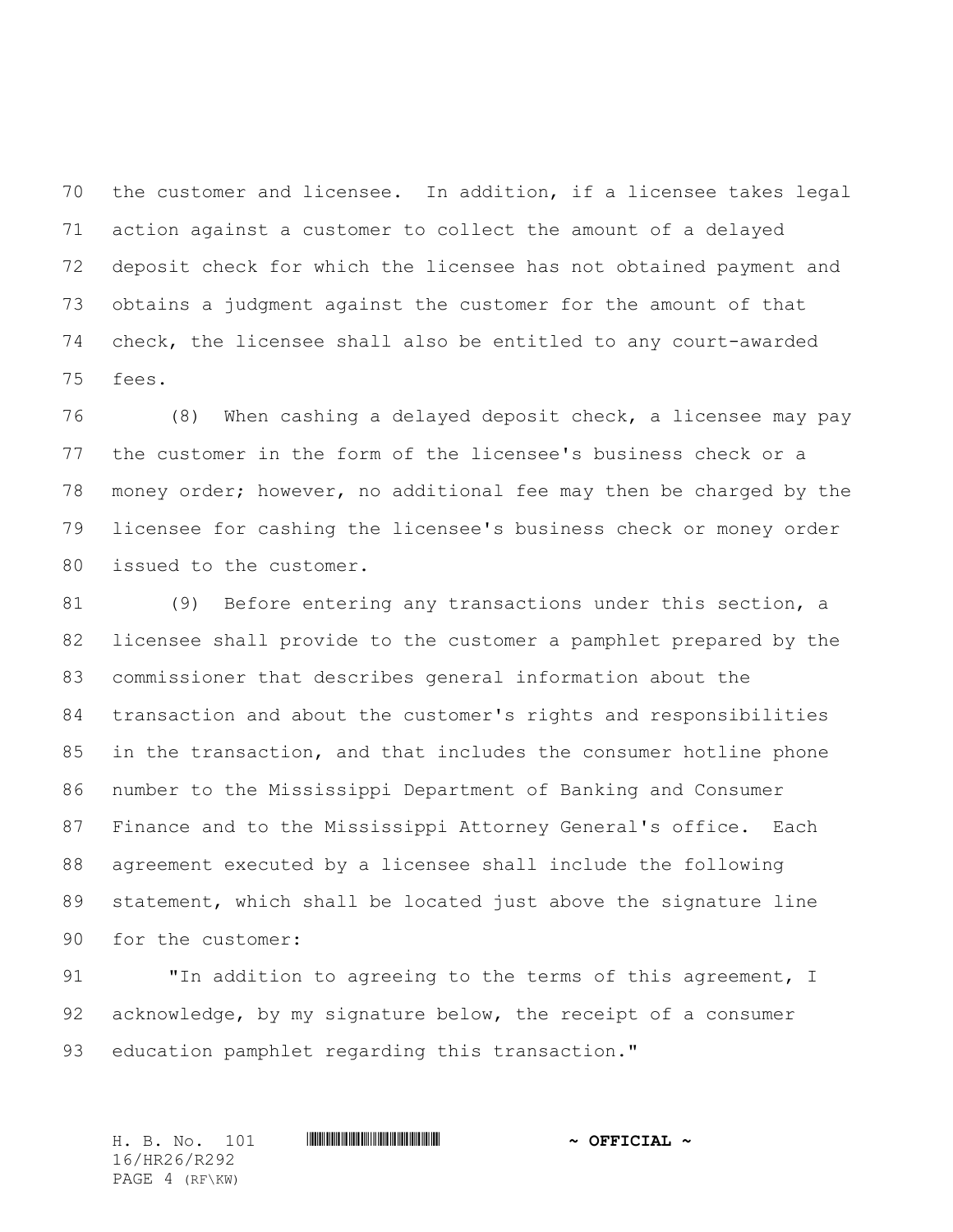the customer and licensee. In addition, if a licensee takes legal action against a customer to collect the amount of a delayed deposit check for which the licensee has not obtained payment and obtains a judgment against the customer for the amount of that check, the licensee shall also be entitled to any court-awarded fees.

(8) When cashing a delayed deposit check, a licensee may pay the customer in the form of the licensee's business check or a money order; however, no additional fee may then be charged by the licensee for cashing the licensee's business check or money order issued to the customer.

(9) Before entering any transactions under this section, a licensee shall provide to the customer a pamphlet prepared by the commissioner that describes general information about the transaction and about the customer's rights and responsibilities in the transaction, and that includes the consumer hotline phone number to the Mississippi Department of Banking and Consumer Finance and to the Mississippi Attorney General's office. Each agreement executed by a licensee shall include the following statement, which shall be located just above the signature line for the customer:

"In addition to agreeing to the terms of this agreement, I acknowledge, by my signature below, the receipt of a consumer education pamphlet regarding this transaction."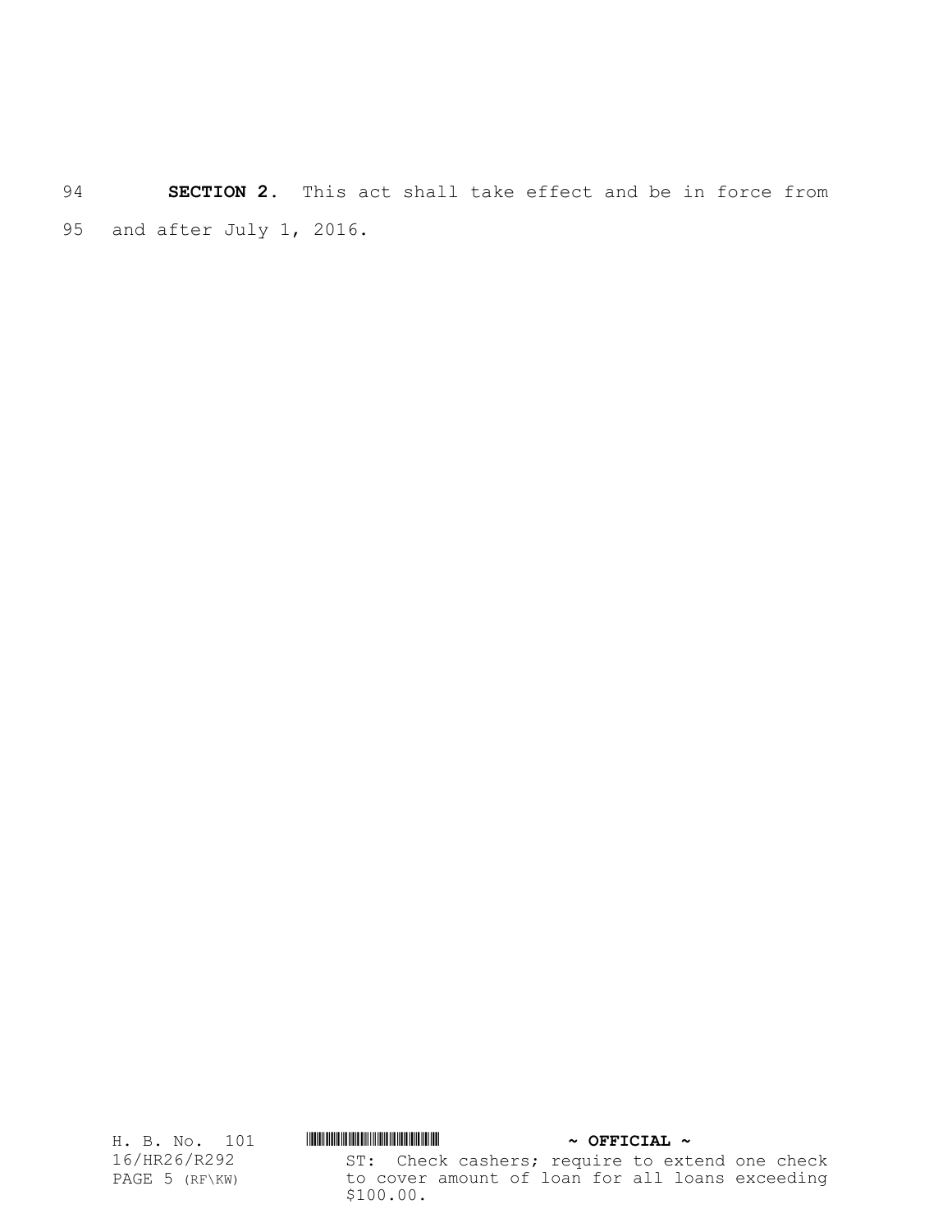**SECTION 2.** This act shall take effect and be in force from and after July 1, 2016.